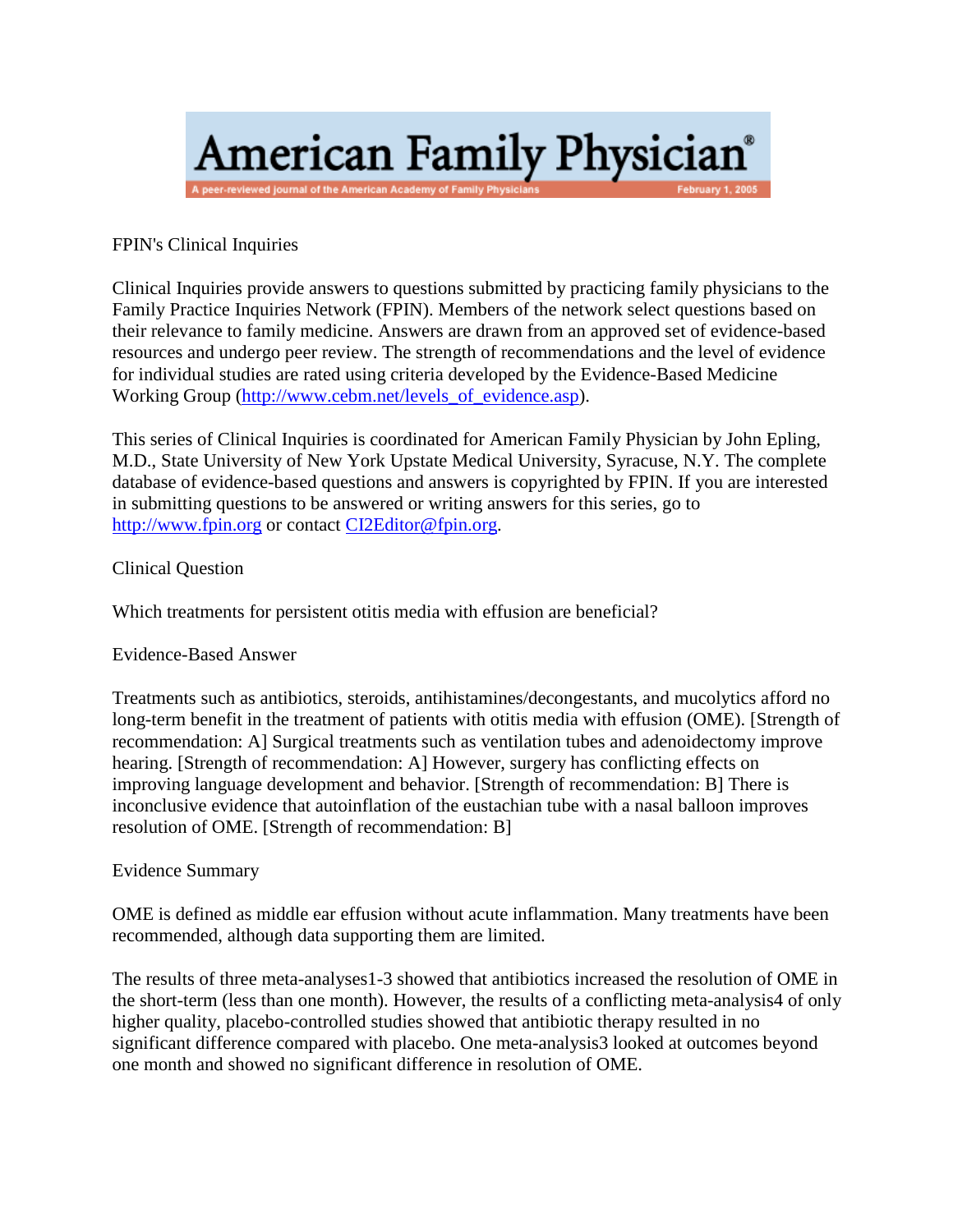# American Family Physician

A peer-reviewed journal of the American Academy of Family Physicians — February 1, 2005

## FPIN's Clinical Inquiries

Clinical Inquiries provide answers to questions submitted by practicing family physicians to the Family Practice Inquiries Network (FPIN). Members of the network select questions based on their relevance to family medicine. Answers are drawn from an approved set of evidence-based resources and undergo peer review. The strength of recommendations and the level of evidence for individual studies are rated using criteria developed by the Evidence-Based Medicine Working Group (http://www.cebm.net/levels_of_evidence.asp).

This series of Clinical Inquiries is coordinated for American Family Physician by John Epling, M.D., State University of New York Upstate Medical University, Syracuse, N.Y. The complete database of evidence-based questions and answers is copyrighted by FPIN. If you are interested in submitting questions to be answered or writing answers for this series, go to http://www.fpin.org or contact CI2Editor@fpin.org.

## Clinical Question

Which treatments for persistent otitis media with effusion are beneficial?

## Evidence-Based Answer

Treatments such as antibiotics, steroids, antihistamines/decongestants, and mucolytics afford no long-term benefit in the treatment of patients with otitis media with effusion (OME). [Strength of recommendation: A] Surgical treatments such as ventilation tubes and adenoidectomy improve hearing. [Strength of recommendation: A] However, surgery has conflicting effects on improving language development and behavior. [Strength of recommendation: B] There is inconclusive evidence that autoinflation of the eustachian tube with a nasal balloon improves resolution of OME. [Strength of recommendation: B]

## Evidence Summary

OME is defined as middle ear effusion without acute inflammation. Many treatments have been recommended, although data supporting them are limited.

The results of three meta-analyses[1-3] showed that antibiotics increased the resolution of OME in the short-term (less than one month). However, the results of a conflicting meta-analysis[4] of only higher quality, placebo-controlled studies showed that antibiotic therapy resulted in no significant difference compared with placebo. One meta-analysis[3] looked at outcomes beyond one month and showed no significant difference in resolution of OME.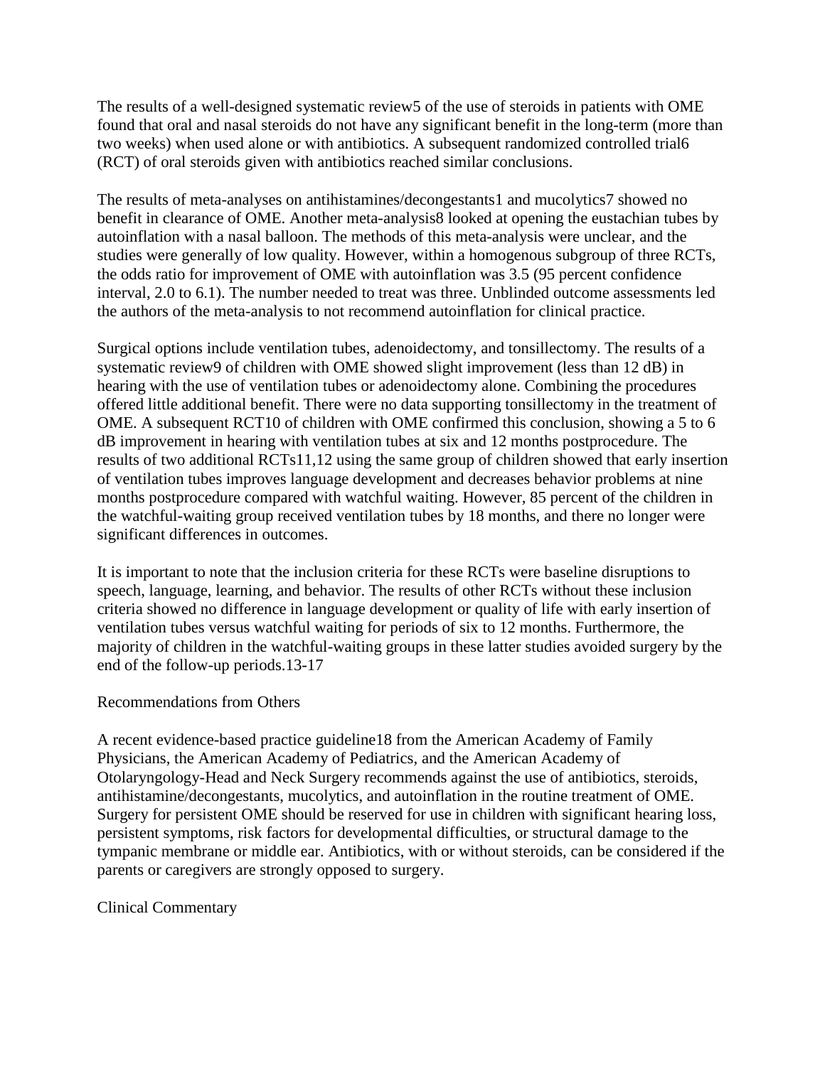The results of a well-designed systematic review[5] of the use of steroids in patients with OME found that oral and nasal steroids do not have any significant benefit in the long-term (more than two weeks) when used alone or with antibiotics. A subsequent randomized controlled trial[6] (RCT) of oral steroids given with antibiotics reached similar conclusions.

The results of meta-analyses on antihistamines/decongestants[1] and mucolytics[7] showed no benefit in clearance of OME. Another meta-analysis[8] looked at opening the eustachian tubes by autoinflation with a nasal balloon. The methods of this meta-analysis were unclear, and the studies were generally of low quality. However, within a homogenous subgroup of three RCTs, the odds ratio for improvement of OME with autoinflation was 3.5 (95 percent confidence interval, 2.0 to 6.1). The number needed to treat was three. Unblinded outcome assessments led the authors of the meta-analysis to not recommend autoinflation for clinical practice.

Surgical options include ventilation tubes, adenoidectomy, and tonsillectomy. The results of a systematic review[9] of children with OME showed slight improvement (less than 12 dB) in hearing with the use of ventilation tubes or adenoidectomy alone. Combining the procedures offered little additional benefit. There were no data supporting tonsillectomy in the treatment of OME. A subsequent RCT[10] of children with OME confirmed this conclusion, showing a 5 to 6 dB improvement in hearing with ventilation tubes at six and 12 months postprocedure. The results of two additional RCTs[11,12] using the same group of children showed that early insertion of ventilation tubes improves language development and decreases behavior problems at nine months postprocedure compared with watchful waiting. However, 85 percent of the children in the watchful-waiting group received ventilation tubes by 18 months, and there no longer were significant differences in outcomes.

It is important to note that the inclusion criteria for these RCTs were baseline disruptions to speech, language, learning, and behavior. The results of other RCTs without these inclusion criteria showed no difference in language development or quality of life with early insertion of ventilation tubes versus watchful waiting for periods of six to 12 months. Furthermore, the majority of children in the watchful-waiting groups in these latter studies avoided surgery by the end of the follow-up periods.[13-17]

## Recommendations from Others

A recent evidence-based practice guideline[18] from the American Academy of Family Physicians, the American Academy of Pediatrics, and the American Academy of Otolaryngology-Head and Neck Surgery recommends against the use of antibiotics, steroids, antihistamine/decongestants, mucolytics, and autoinflation in the routine treatment of OME. Surgery for persistent OME should be reserved for use in children with significant hearing loss, persistent symptoms, risk factors for developmental difficulties, or structural damage to the tympanic membrane or middle ear. Antibiotics, with or without steroids, can be considered if the parents or caregivers are strongly opposed to surgery.

## Clinical Commentary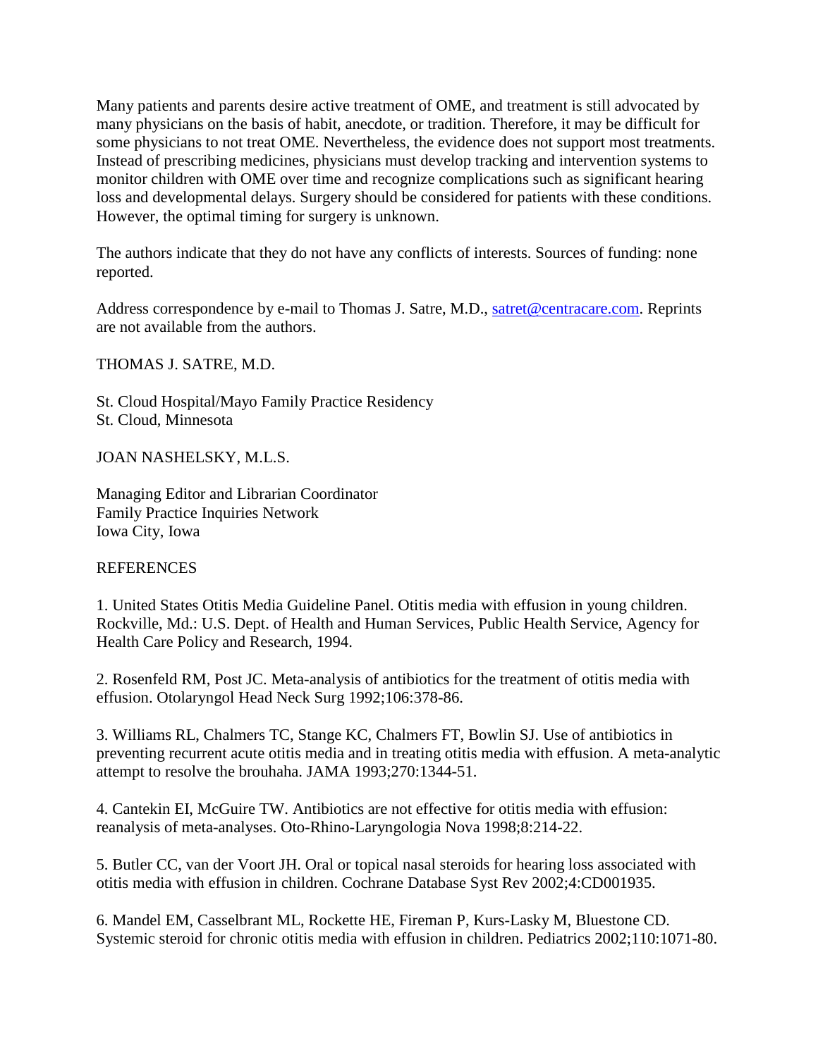Many patients and parents desire active treatment of OME, and treatment is still advocated by many physicians on the basis of habit, anecdote, or tradition. Therefore, it may be difficult for some physicians to not treat OME. Nevertheless, the evidence does not support most treatments. Instead of prescribing medicines, physicians must develop tracking and intervention systems to monitor children with OME over time and recognize complications such as significant hearing loss and developmental delays. Surgery should be considered for patients with these conditions. However, the optimal timing for surgery is unknown.

The authors indicate that they do not have any conflicts of interests. Sources of funding: none reported.

Address correspondence by e-mail to Thomas J. Satre, M.D., [satret@centracare.com](mailto:satret@centracare.com). Reprints are not available from the authors.

THOMAS J. SATRE, M.D.

St. Cloud Hospital/Mayo Family Practice Residency
St. Cloud, Minnesota

JOAN NASHELSKY, M.L.S.

Managing Editor and Librarian Coordinator
Family Practice Inquiries Network
Iowa City, Iowa

REFERENCES

1. United States Otitis Media Guideline Panel. Otitis media with effusion in young children. Rockville, Md.: U.S. Dept. of Health and Human Services, Public Health Service, Agency for Health Care Policy and Research, 1994.

2. Rosenfeld RM, Post JC. Meta-analysis of antibiotics for the treatment of otitis media with effusion. Otolaryngol Head Neck Surg 1992;106:378-86.

3. Williams RL, Chalmers TC, Stange KC, Chalmers FT, Bowlin SJ. Use of antibiotics in preventing recurrent acute otitis media and in treating otitis media with effusion. A meta-analytic attempt to resolve the brouhaha. JAMA 1993;270:1344-51.

4. Cantekin EI, McGuire TW. Antibiotics are not effective for otitis media with effusion: reanalysis of meta-analyses. Oto-Rhino-Laryngologia Nova 1998;8:214-22.

5. Butler CC, van der Voort JH. Oral or topical nasal steroids for hearing loss associated with otitis media with effusion in children. Cochrane Database Syst Rev 2002;4:CD001935.

6. Mandel EM, Casselbrant ML, Rockette HE, Fireman P, Kurs-Lasky M, Bluestone CD. Systemic steroid for chronic otitis media with effusion in children. Pediatrics 2002;110:1071-80.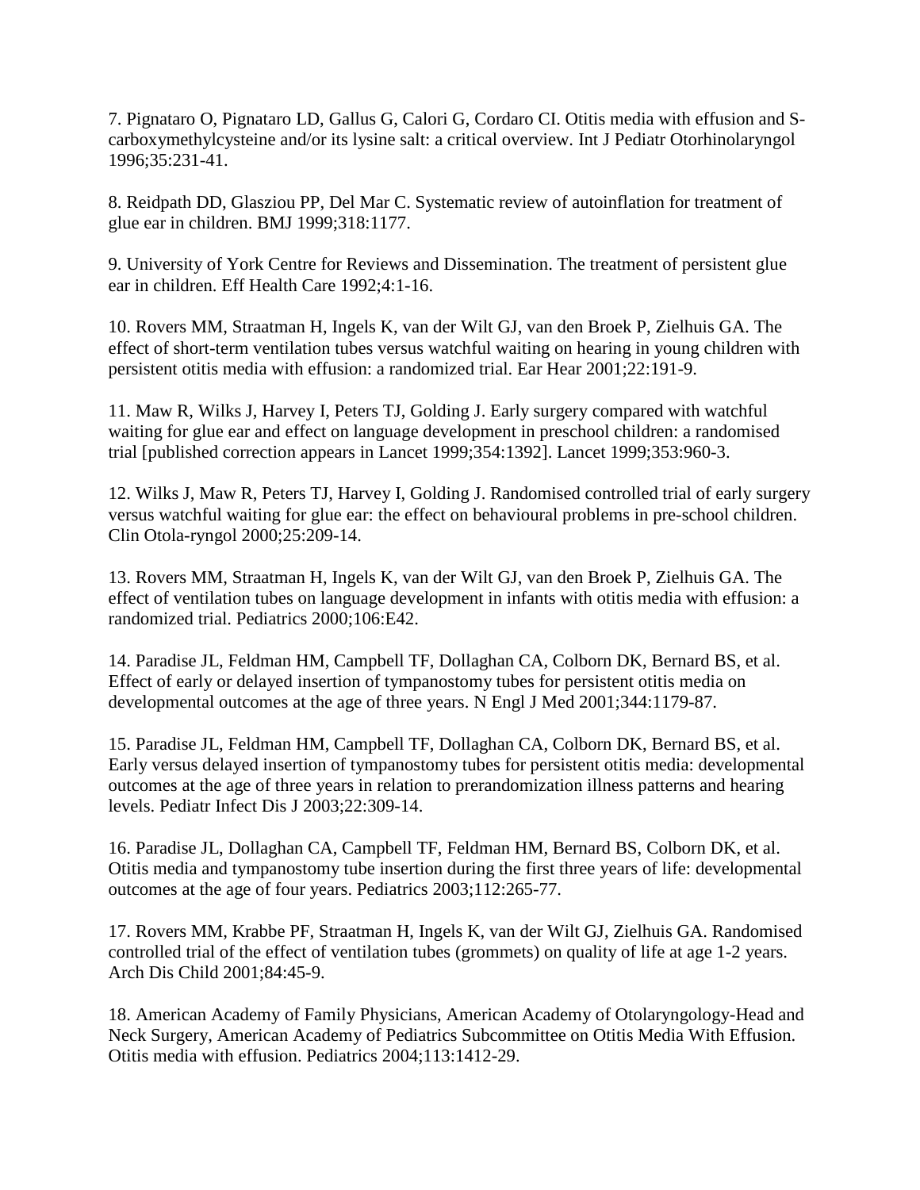7. Pignataro O, Pignataro LD, Gallus G, Calori G, Cordaro CI. Otitis media with effusion and S-carboxymethylcysteine and/or its lysine salt: a critical overview. Int J Pediatr Otorhinolaryngol 1996;35:231-41.

8. Reidpath DD, Glasziou PP, Del Mar C. Systematic review of autoinflation for treatment of glue ear in children. BMJ 1999;318:1177.

9. University of York Centre for Reviews and Dissemination. The treatment of persistent glue ear in children. Eff Health Care 1992;4:1-16.

10. Rovers MM, Straatman H, Ingels K, van der Wilt GJ, van den Broek P, Zielhuis GA. The effect of short-term ventilation tubes versus watchful waiting on hearing in young children with persistent otitis media with effusion: a randomized trial. Ear Hear 2001;22:191-9.

11. Maw R, Wilks J, Harvey I, Peters TJ, Golding J. Early surgery compared with watchful waiting for glue ear and effect on language development in preschool children: a randomised trial [published correction appears in Lancet 1999;354:1392]. Lancet 1999;353:960-3.

12. Wilks J, Maw R, Peters TJ, Harvey I, Golding J. Randomised controlled trial of early surgery versus watchful waiting for glue ear: the effect on behavioural problems in pre-school children. Clin Otola-ryngol 2000;25:209-14.

13. Rovers MM, Straatman H, Ingels K, van der Wilt GJ, van den Broek P, Zielhuis GA. The effect of ventilation tubes on language development in infants with otitis media with effusion: a randomized trial. Pediatrics 2000;106:E42.

14. Paradise JL, Feldman HM, Campbell TF, Dollaghan CA, Colborn DK, Bernard BS, et al. Effect of early or delayed insertion of tympanostomy tubes for persistent otitis media on developmental outcomes at the age of three years. N Engl J Med 2001;344:1179-87.

15. Paradise JL, Feldman HM, Campbell TF, Dollaghan CA, Colborn DK, Bernard BS, et al. Early versus delayed insertion of tympanostomy tubes for persistent otitis media: developmental outcomes at the age of three years in relation to prerandomization illness patterns and hearing levels. Pediatr Infect Dis J 2003;22:309-14.

16. Paradise JL, Dollaghan CA, Campbell TF, Feldman HM, Bernard BS, Colborn DK, et al. Otitis media and tympanostomy tube insertion during the first three years of life: developmental outcomes at the age of four years. Pediatrics 2003;112:265-77.

17. Rovers MM, Krabbe PF, Straatman H, Ingels K, van der Wilt GJ, Zielhuis GA. Randomised controlled trial of the effect of ventilation tubes (grommets) on quality of life at age 1-2 years. Arch Dis Child 2001;84:45-9.

18. American Academy of Family Physicians, American Academy of Otolaryngology-Head and Neck Surgery, American Academy of Pediatrics Subcommittee on Otitis Media With Effusion. Otitis media with effusion. Pediatrics 2004;113:1412-29.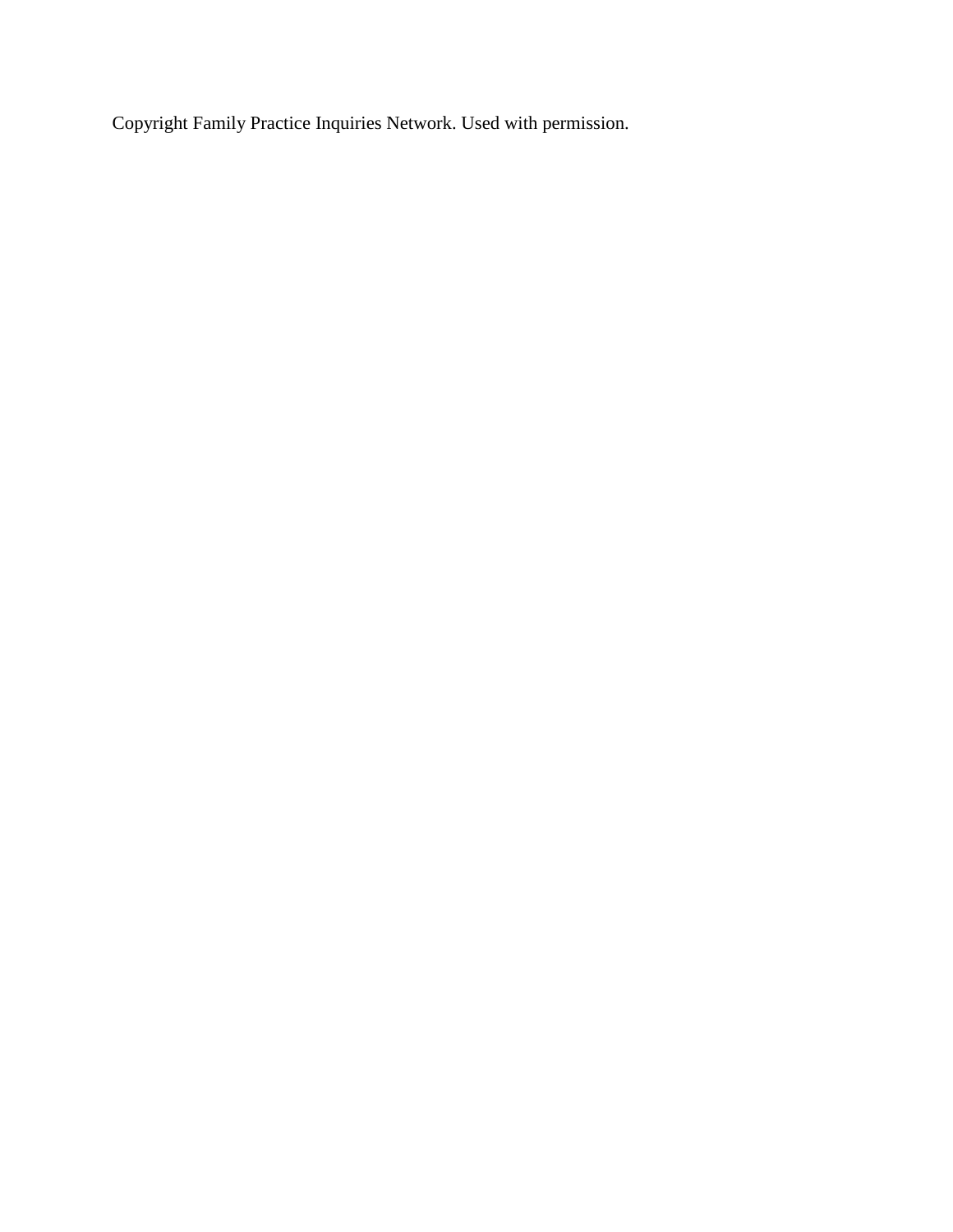Copyright Family Practice Inquiries Network. Used with permission.